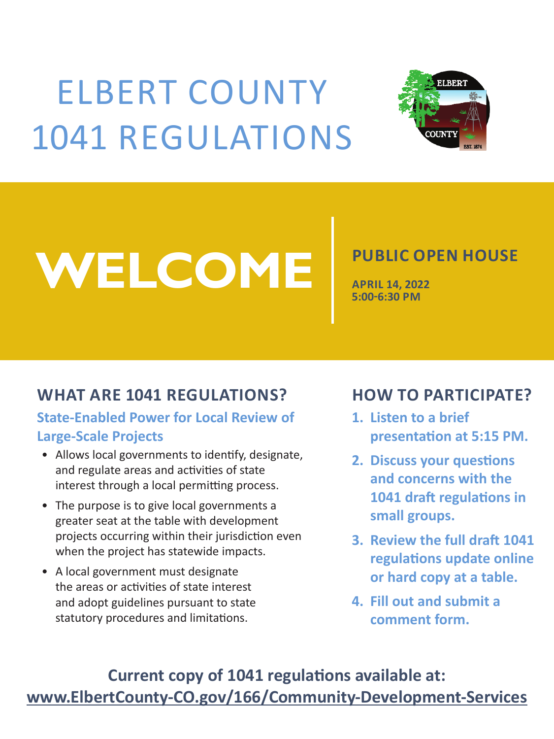# ELBERT COUNTY 1041 REGULATIONS

# WELCOME

## PUBLIC OPEN HOUSE

**APRIL 14, 2022**
**5:00-6:30 PM**

## WHAT ARE 1041 REGULATIONS?

### State-Enabled Power for Local Review of Large-Scale Projects

- Allows local governments to identify, designate, and regulate areas and activities of state interest through a local permitting process.
- The purpose is to give local governments a greater seat at the table with development projects occurring within their jurisdiction even when the project has statewide impacts.
- A local government must designate the areas or activities of state interest and adopt guidelines pursuant to state statutory procedures and limitations.

## HOW TO PARTICIPATE?

1. **Listen to a brief presentation at 5:15 PM.**
2. **Discuss your questions and concerns with the 1041 draft regulations in small groups.**
3. **Review the full draft 1041 regulations update online or hard copy at a table.**
4. **Fill out and submit a comment form.**

**Current copy of 1041 regulations available at:**
**www.ElbertCounty-CO.gov/166/Community-Development-Services**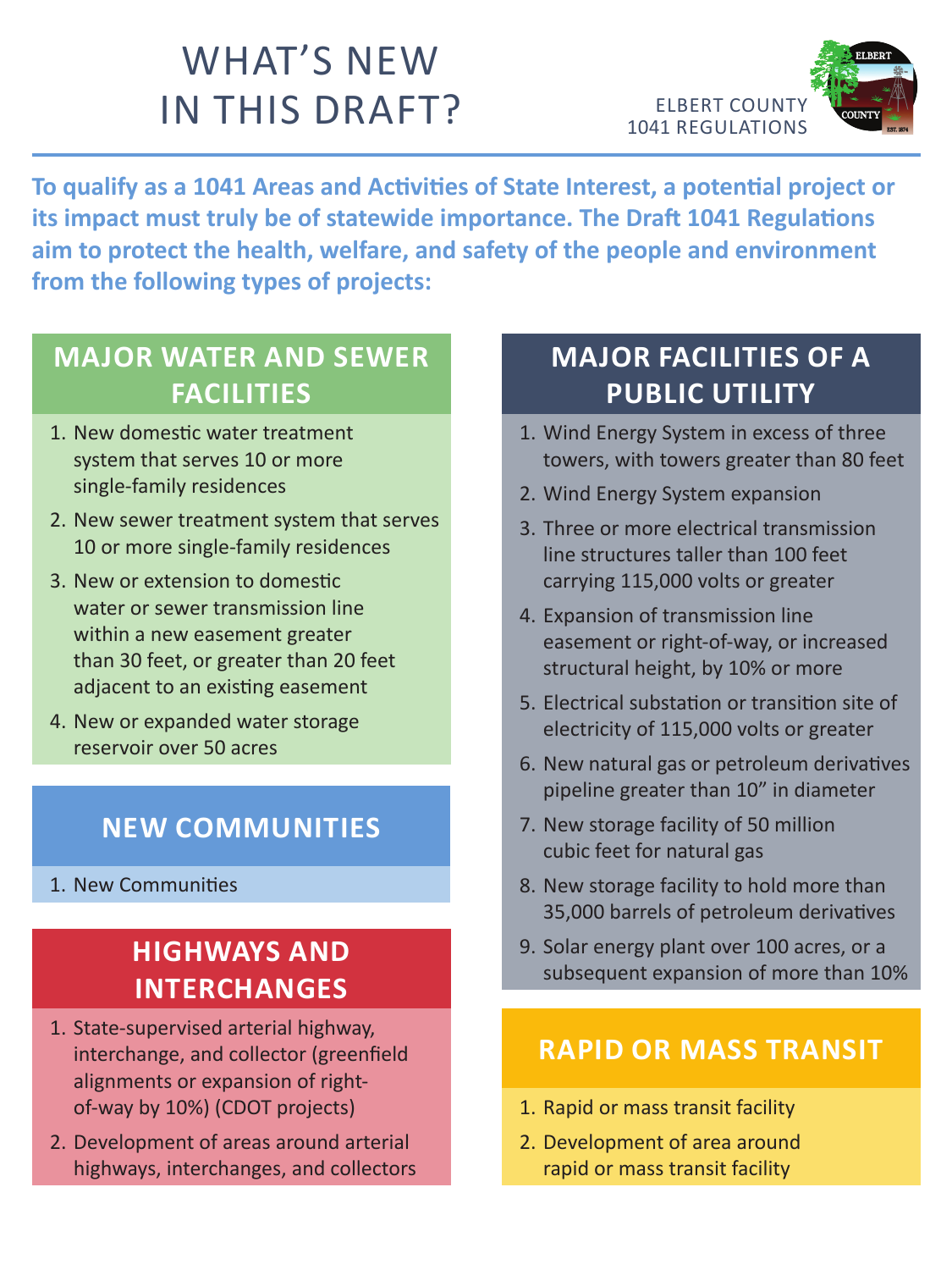# WHAT'S NEW IN THIS DRAFT?

ELBERT COUNTY
1041 REGULATIONS

**To qualify as a 1041 Areas and Activities of State Interest, a potential project or its impact must truly be of statewide importance. The Draft 1041 Regulations aim to protect the health, welfare, and safety of the people and environment from the following types of projects:**

## MAJOR WATER AND SEWER FACILITIES

1. New domestic water treatment system that serves 10 or more single-family residences
2. New sewer treatment system that serves 10 or more single-family residences
3. New or extension to domestic water or sewer transmission line within a new easement greater than 30 feet, or greater than 20 feet adjacent to an existing easement
4. New or expanded water storage reservoir over 50 acres

## NEW COMMUNITIES

1. New Communities

## HIGHWAYS AND INTERCHANGES

1. State-supervised arterial highway, interchange, and collector (greenfield alignments or expansion of right-of-way by 10%) (CDOT projects)
2. Development of areas around arterial highways, interchanges, and collectors

## MAJOR FACILITIES OF A PUBLIC UTILITY

1. Wind Energy System in excess of three towers, with towers greater than 80 feet
2. Wind Energy System expansion
3. Three or more electrical transmission line structures taller than 100 feet carrying 115,000 volts or greater
4. Expansion of transmission line easement or right-of-way, or increased structural height, by 10% or more
5. Electrical substation or transition site of electricity of 115,000 volts or greater
6. New natural gas or petroleum derivatives pipeline greater than 10" in diameter
7. New storage facility of 50 million cubic feet for natural gas
8. New storage facility to hold more than 35,000 barrels of petroleum derivatives
9. Solar energy plant over 100 acres, or a subsequent expansion of more than 10%

## RAPID OR MASS TRANSIT

1. Rapid or mass transit facility
2. Development of area around rapid or mass transit facility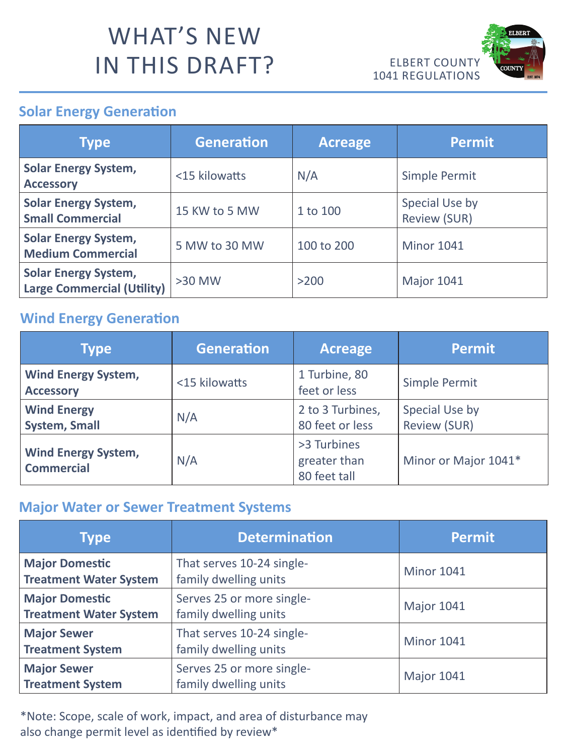# WHAT'S NEW IN THIS DRAFT?

ELBERT COUNTY
1041 REGULATIONS

## Solar Energy Generation

| Type | Generation | Acreage | Permit |
|---|---|---|---|
| **Solar Energy System, Accessory** | <15 kilowatts | N/A | Simple Permit |
| **Solar Energy System, Small Commercial** | 15 KW to 5 MW | 1 to 100 | Special Use by Review (SUR) |
| **Solar Energy System, Medium Commercial** | 5 MW to 30 MW | 100 to 200 | Minor 1041 |
| **Solar Energy System, Large Commercial (Utility)** | >30 MW | >200 | Major 1041 |

## Wind Energy Generation

| Type | Generation | Acreage | Permit |
|---|---|---|---|
| **Wind Energy System, Accessory** | <15 kilowatts | 1 Turbine, 80 feet or less | Simple Permit |
| **Wind Energy System, Small** | N/A | 2 to 3 Turbines, 80 feet or less | Special Use by Review (SUR) |
| **Wind Energy System, Commercial** | N/A | >3 Turbines greater than 80 feet tall | Minor or Major 1041* |

## Major Water or Sewer Treatment Systems

| Type | Determination | Permit |
|---|---|---|
| **Major Domestic Treatment Water System** | That serves 10-24 single-family dwelling units | Minor 1041 |
| **Major Domestic Treatment Water System** | Serves 25 or more single-family dwelling units | Major 1041 |
| **Major Sewer Treatment System** | That serves 10-24 single-family dwelling units | Minor 1041 |
| **Major Sewer Treatment System** | Serves 25 or more single-family dwelling units | Major 1041 |

*Note: Scope, scale of work, impact, and area of disturbance may also change permit level as identified by review*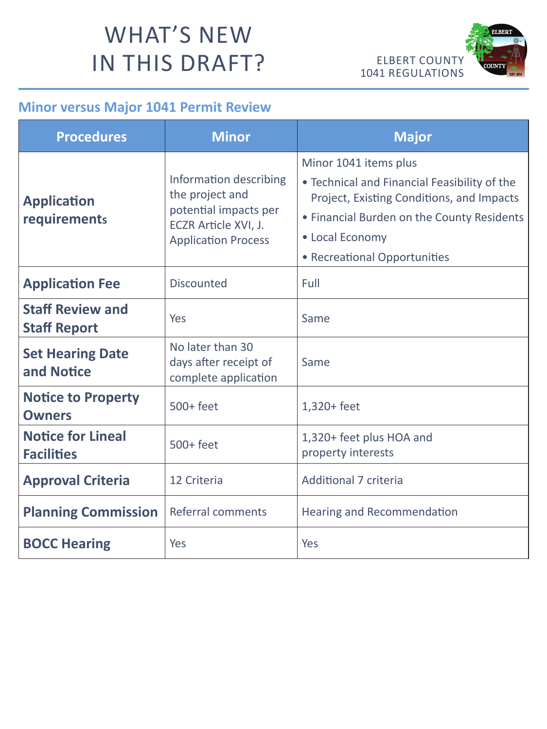# WHAT'S NEW IN THIS DRAFT?

ELBERT COUNTY
1041 REGULATIONS

## Minor versus Major 1041 Permit Review

| Procedures | Minor | Major |
|---|---|---|
| **Application requirements** | Information describing the project and potential impacts per ECZR Article XVI, J. Application Process | Minor 1041 items plus<br>• Technical and Financial Feasibility of the Project, Existing Conditions, and Impacts<br>• Financial Burden on the County Residents<br>• Local Economy<br>• Recreational Opportunities |
| **Application Fee** | Discounted | Full |
| **Staff Review and Staff Report** | Yes | Same |
| **Set Hearing Date and Notice** | No later than 30 days after receipt of complete application | Same |
| **Notice to Property Owners** | 500+ feet | 1,320+ feet |
| **Notice for Lineal Facilities** | 500+ feet | 1,320+ feet plus HOA and property interests |
| **Approval Criteria** | 12 Criteria | Additional 7 criteria |
| **Planning Commission** | Referral comments | Hearing and Recommendation |
| **BOCC Hearing** | Yes | Yes |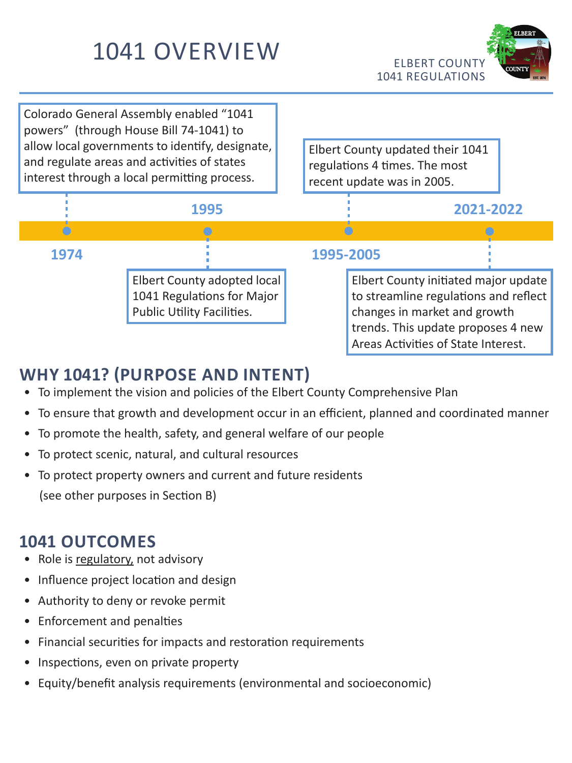# 1041 OVERVIEW

ELBERT COUNTY
1041 REGULATIONS

**1974**

Colorado General Assembly enabled "1041 powers" (through House Bill 74-1041) to allow local governments to identify, designate, and regulate areas and activities of states interest through a local permitting process.

**1995**

Elbert County adopted local 1041 Regulations for Major Public Utility Facilities.

**1995-2005**

Elbert County updated their 1041 regulations 4 times. The most recent update was in 2005.

**2021-2022**

Elbert County initiated major update to streamline regulations and reflect changes in market and growth trends. This update proposes 4 new Areas Activities of State Interest.

## WHY 1041? (PURPOSE AND INTENT)

- To implement the vision and policies of the Elbert County Comprehensive Plan
- To ensure that growth and development occur in an efficient, planned and coordinated manner
- To promote the health, safety, and general welfare of our people
- To protect scenic, natural, and cultural resources
- To protect property owners and current and future residents

  (see other purposes in Section B)

## 1041 OUTCOMES

- Role is <u>regulatory,</u> not advisory
- Influence project location and design
- Authority to deny or revoke permit
- Enforcement and penalties
- Financial securities for impacts and restoration requirements
- Inspections, even on private property
- Equity/benefit analysis requirements (environmental and socioeconomic)